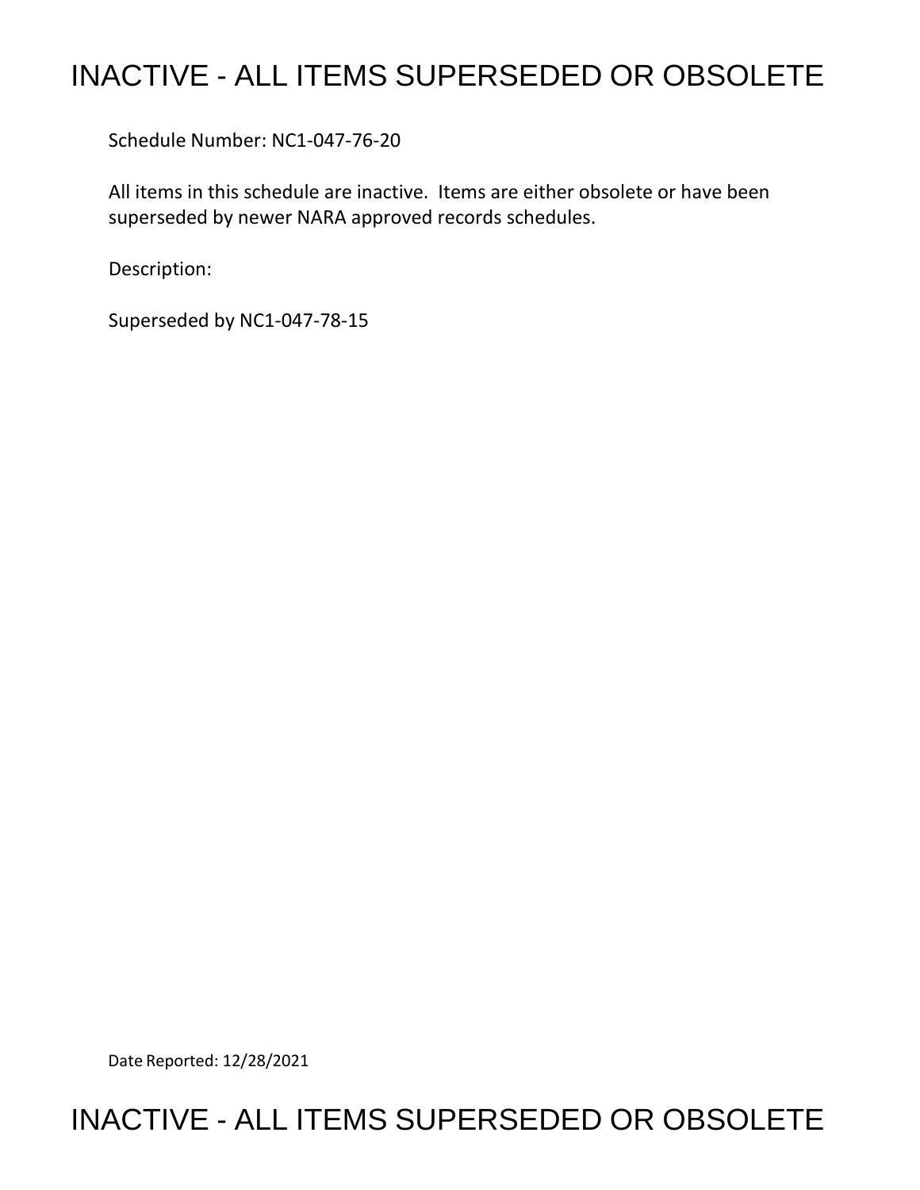# INACTIVE - ALL ITEMS SUPERSEDED OR OBSOLETE

Schedule Number: NC1-047-76-20

All items in this schedule are inactive. Items are either obsolete or have been superseded by newer NARA approved records schedules.

Description:

Superseded by NC1-047-78-15

Date Reported: 12/28/2021

# INACTIVE - ALL ITEMS SUPERSEDED OR OBSOLETE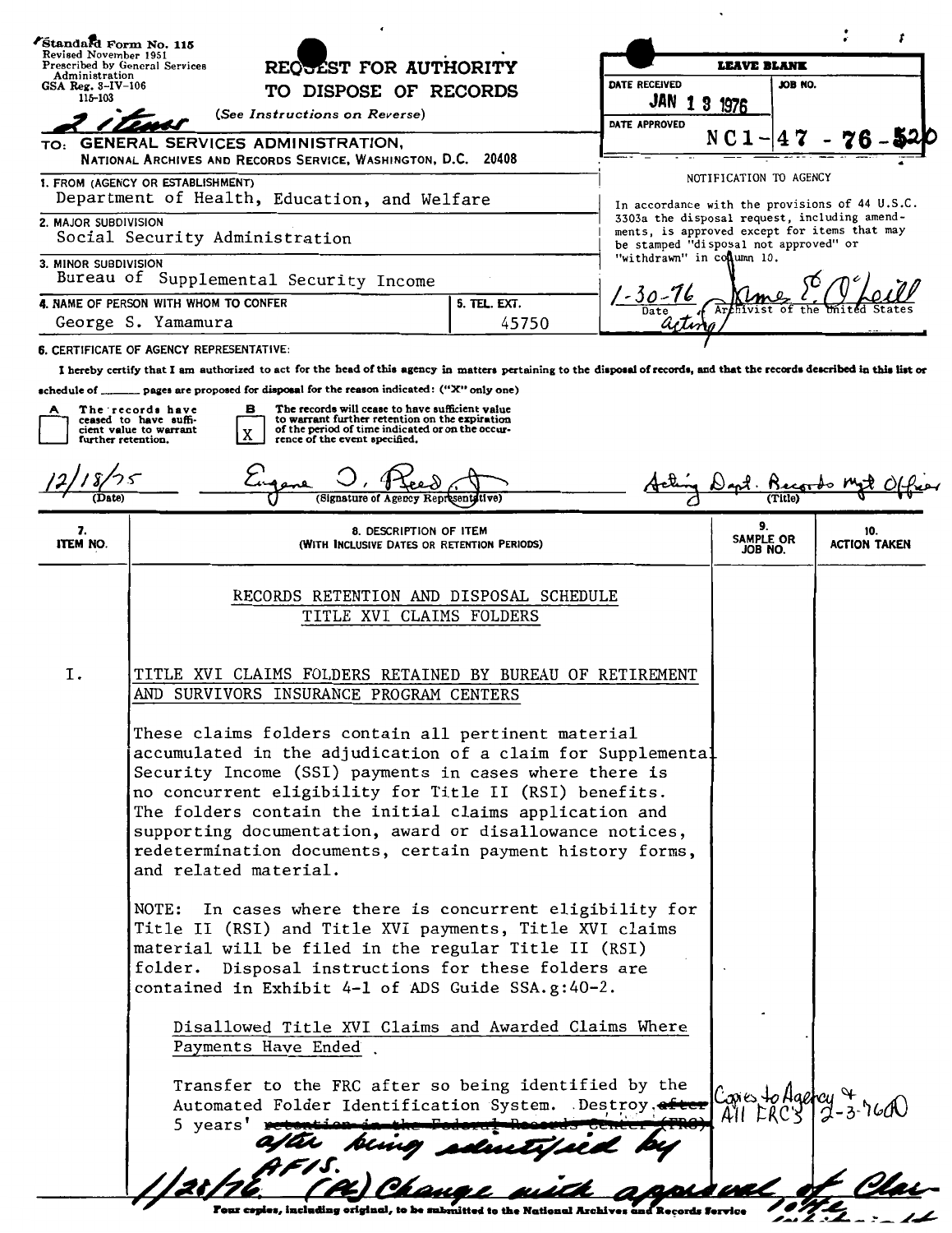Standard Form No. 115
Revised November 1951
Prescribed by General Services Administration
GSA Reg. 3-IV-106
115-103

# REQUEST FOR AUTHORITY TO DISPOSE OF RECORDS

(See Instructions on Reverse)

2 items

TO: GENERAL SERVICES ADMINISTRATION,
NATIONAL ARCHIVES AND RECORDS SERVICE, WASHINGTON, D.C. 20408

| LEAVE BLANK | |
|---|---|
| DATE RECEIVED: JAN 13 1976 | JOB NO. |
| DATE APPROVED | NC1-47-76-520 |

NOTIFICATION TO AGENCY

In accordance with the provisions of 44 U.S.C. 3303a the disposal request, including amendments, is approved except for items that may be stamped "disposal not approved" or "withdrawn" in column 10.

1-30-76 (Date) — James E. O'Neill, acting Archivist of the United States

1. FROM (AGENCY OR ESTABLISHMENT): Department of Health, Education, and Welfare
2. MAJOR SUBDIVISION: Social Security Administration
3. MINOR SUBDIVISION: Bureau of Supplemental Security Income
4. NAME OF PERSON WITH WHOM TO CONFER: George S. Yamamura
5. TEL. EXT.: 45750

6. CERTIFICATE OF AGENCY REPRESENTATIVE:

I hereby certify that I am authorized to act for the head of this agency in matters pertaining to the disposal of records, and that the records described in this list or schedule of _______ pages are proposed for disposal for the reason indicated: ("X" only one)

- A [ ] The records have ceased to have sufficient value to warrant further retention.
- B [X] The records will cease to have sufficient value to warrant further retention on the expiration of the period of time indicated or on the occurrence of the event specified.

12/18/75 (Date) — Eugene D. Reed, Jr. (Signature of Agency Representative) — Acting Dept. Records Mgt Officer (Title)

| 7. ITEM NO. | 8. DESCRIPTION OF ITEM (WITH INCLUSIVE DATES OR RETENTION PERIODS) | 9. SAMPLE OR JOB NO. | 10. ACTION TAKEN |
|---|---|---|---|

RECORDS RETENTION AND DISPOSAL SCHEDULE
TITLE XVI CLAIMS FOLDERS

I. TITLE XVI CLAIMS FOLDERS RETAINED BY BUREAU OF RETIREMENT AND SURVIVORS INSURANCE PROGRAM CENTERS

These claims folders contain all pertinent material accumulated in the adjudication of a claim for Supplemental Security Income (SSI) payments in cases where there is no concurrent eligibility for Title II (RSI) benefits. The folders contain the initial claims application and supporting documentation, award or disallowance notices, redetermination documents, certain payment history forms, and related material.

NOTE: In cases where there is concurrent eligibility for Title II (RSI) and Title XVI payments, Title XVI claims material will be filed in the regular Title II (RSI) folder. Disposal instructions for these folders are contained in Exhibit 4-1 of ADS Guide SSA.g:40-2.

Disallowed Title XVI Claims and Awarded Claims Where Payments Have Ended

Transfer to the FRC after so being identified by the Automated Folder Identification System. Destroy ~~after~~ 5 years' ~~retention in the Federal Records Center (FRC)~~ after being identified by AFIS.

1/28/76. (AC) Change with approval of Clar-

Copies to Agency & All FRC's 2-3-76 AD

Four copies, including original, to be submitted to the National Archives and Records Service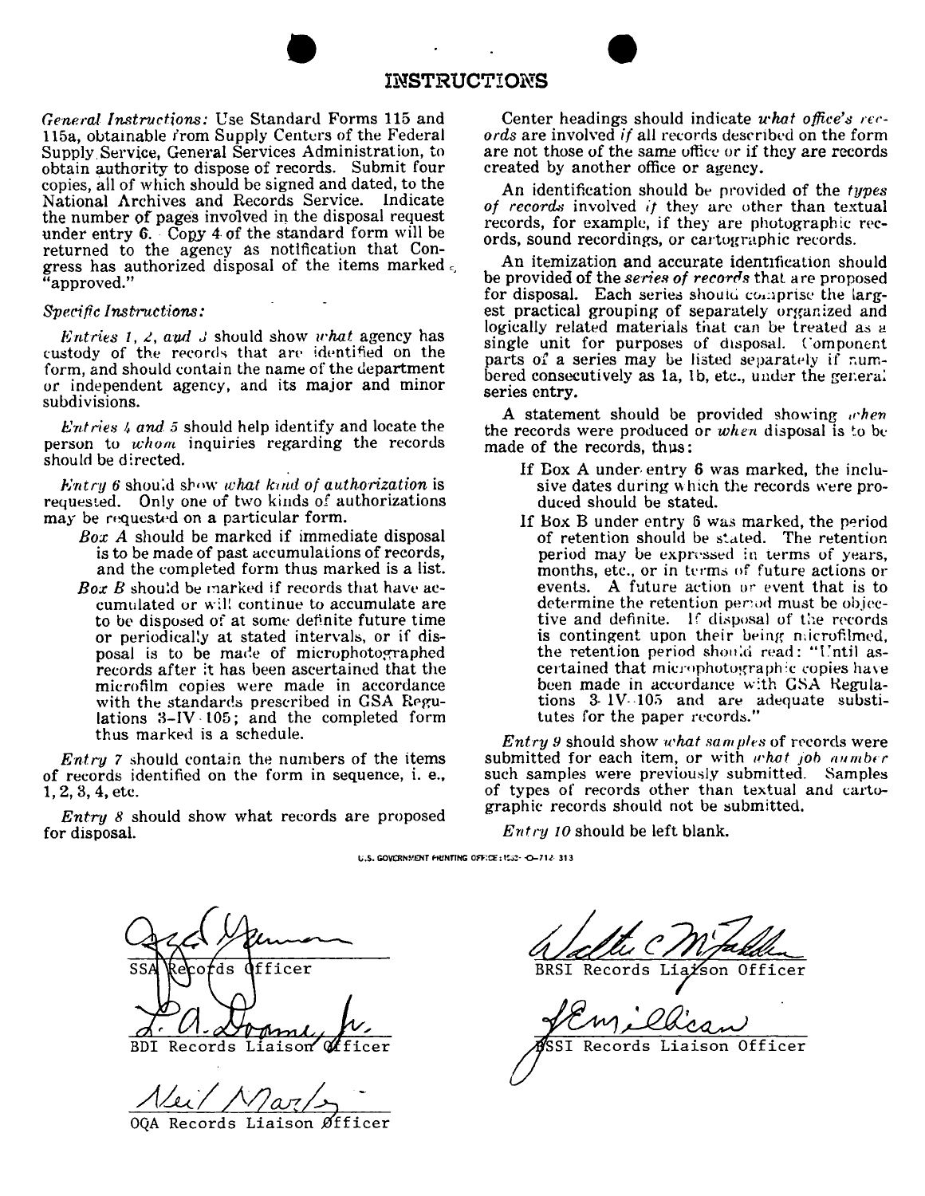# INSTRUCTIONS

*General Instructions:* Use Standard Forms 115 and 115a, obtainable from Supply Centers of the Federal Supply Service, General Services Administration, to obtain authority to dispose of records. Submit four copies, all of which should be signed and dated, to the National Archives and Records Service. Indicate the number of pages involved in the disposal request under entry 6. Copy 4 of the standard form will be returned to the agency as notification that Congress has authorized disposal of the items marked "approved."

*Specific Instructions:*

*Entries 1, 2, and 3* should show *what* agency has custody of the records that are identified on the form, and should contain the name of the department or independent agency, and its major and minor subdivisions.

*Entries 4 and 5* should help identify and locate the person to *whom* inquiries regarding the records should be directed.

*Entry 6* should show *what kind of authorization* is requested. Only one of two kinds of authorizations may be requested on a particular form.

- *Box A* should be marked if immediate disposal is to be made of past accumulations of records, and the completed form thus marked is a list.
- *Box B* should be marked if records that have accumulated or will continue to accumulate are to be disposed of at some definite future time or periodically at stated intervals, or if disposal is to be made of microphotographed records after it has been ascertained that the microfilm copies were made in accordance with the standards prescribed in GSA Regulations 3-IV-105; and the completed form thus marked is a schedule.

*Entry 7* should contain the numbers of the items of records identified on the form in sequence, i. e., 1, 2, 3, 4, etc.

*Entry 8* should show what records are proposed for disposal.

Center headings should indicate *what office's records* are involved *if* all records described on the form are not those of the same office or if they are records created by another office or agency.

An identification should be provided of the *types of records* involved *if* they are other than textual records, for example, if they are photographic records, sound recordings, or cartographic records.

An itemization and accurate identification should be provided of the *series of records* that are proposed for disposal. Each series should comprise the largest practical grouping of separately organized and logically related materials that can be treated as a single unit for purposes of disposal. Component parts of a series may be listed separately if numbered consecutively as 1a, 1b, etc., under the general series entry.

A statement should be provided showing *when* the records were produced or *when* disposal is to be made of the records, thus:

- If Box A under entry 6 was marked, the inclusive dates during which the records were produced should be stated.
- If Box B under entry 6 was marked, the period of retention should be stated. The retention period may be expressed in terms of years, months, etc., or in terms of future actions or events. A future action or event that is to determine the retention period must be objective and definite. If disposal of the records is contingent upon their being microfilmed, the retention period should read: "Until ascertained that microphotographic copies have been made in accordance with GSA Regulations 3-IV-105 and are adequate substitutes for the paper records."

*Entry 9* should show *what samples* of records were submitted for each item, or with *what job number* such samples were previously submitted. Samples of types of records other than textual and cartographic records should not be submitted.

*Entry 10* should be left blank.

U.S. GOVERNMENT PRINTING OFFICE : 1952—O-712-313

SSA Records Officer

BDI Records Liaison Officer

OQA Records Liaison Officer

BRSI Records Liaison Officer

BSSI Records Liaison Officer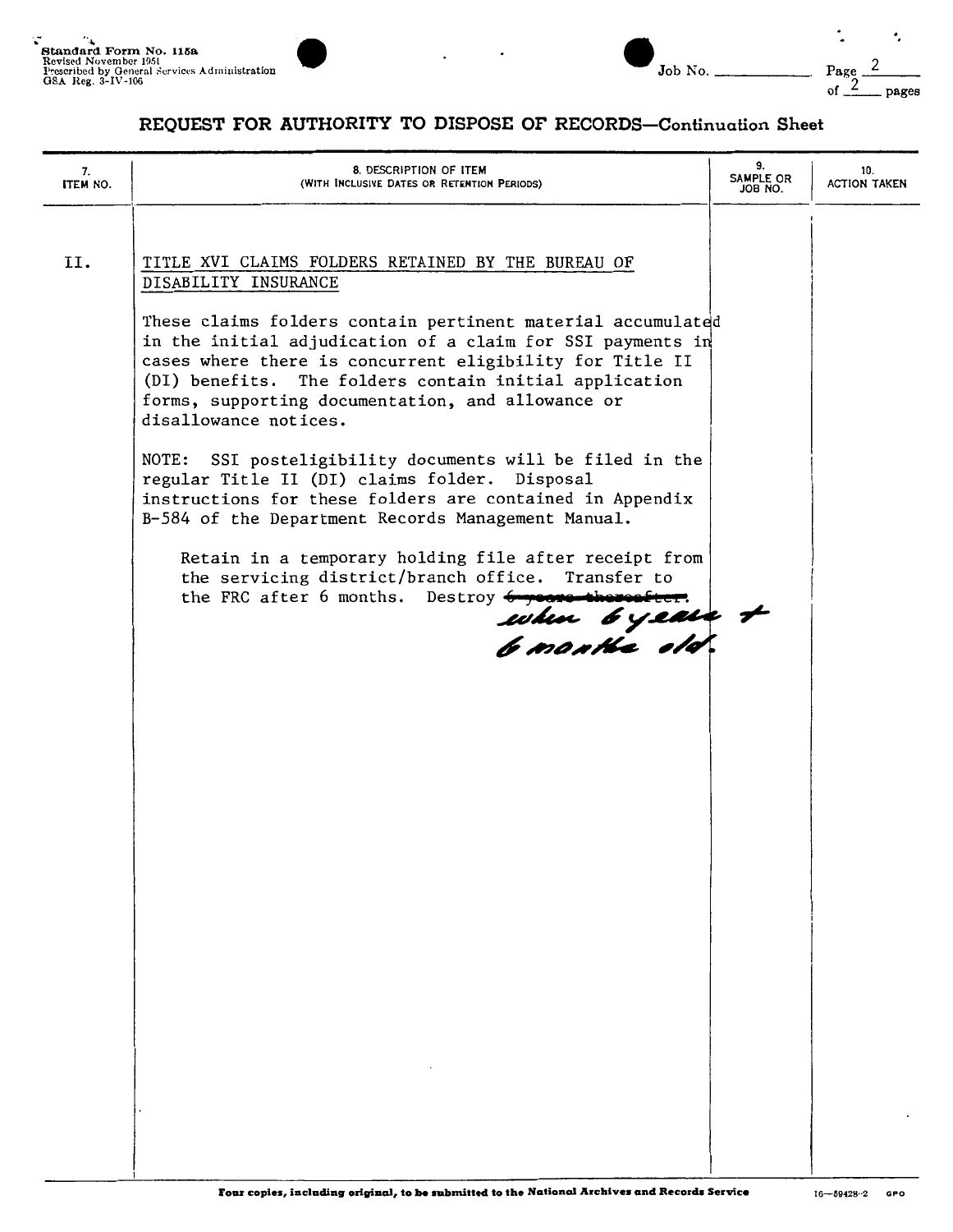Standard Form No. 115a
Revised November 1951
Prescribed by General Services Administration
GSA Reg. 3-IV-106

Job No. ____________ Page 2 of 2 pages

## REQUEST FOR AUTHORITY TO DISPOSE OF RECORDS—Continuation Sheet

| 7. ITEM NO. | 8. DESCRIPTION OF ITEM (WITH INCLUSIVE DATES OR RETENTION PERIODS) | 9. SAMPLE OR JOB NO. | 10. ACTION TAKEN |
|---|---|---|---|
| II. | TITLE XVI CLAIMS FOLDERS RETAINED BY THE BUREAU OF DISABILITY INSURANCE<br><br>These claims folders contain pertinent material accumulated in the initial adjudication of a claim for SSI payments in cases where there is concurrent eligibility for Title II (DI) benefits. The folders contain initial application forms, supporting documentation, and allowance or disallowance notices.<br><br>NOTE: SSI posteligibility documents will be filed in the regular Title II (DI) claims folder. Disposal instructions for these folders are contained in Appendix B-584 of the Department Records Management Manual.<br><br>Retain in a temporary holding file after receipt from the servicing district/branch office. Transfer to the FRC after 6 months. Destroy ~~6 years thereafter.~~ when 6 years + 6 months old. | | |

Four copies, including original, to be submitted to the National Archives and Records Service

16—59428-2 GPO